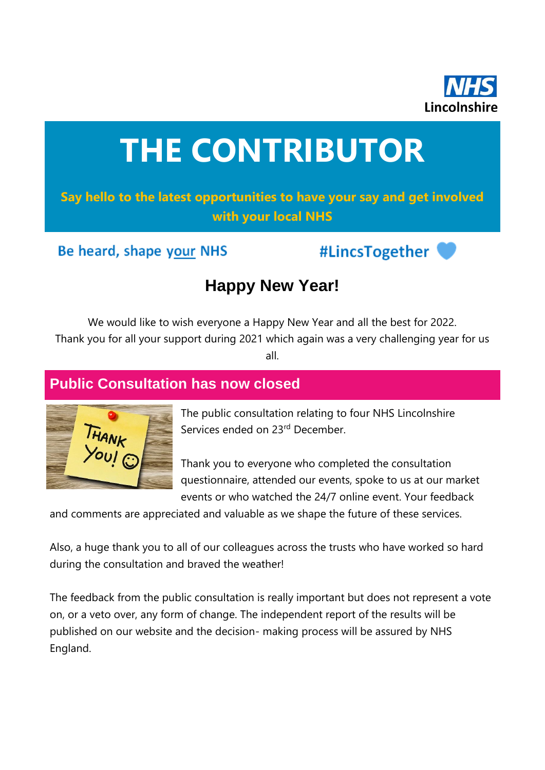NHS Lincolnshire

# THE CONTRIBUTOR

**Say hello to the latest opportunities to have your say and get involved with your local NHS**

Be heard, shape your NHS

#LincsTogether

## Happy New Year!

We would like to wish everyone a Happy New Year and all the best for 2022. Thank you for all your support during 2021 which again was a very challenging year for us all.

## Public Consultation has now closed

The public consultation relating to four NHS Lincolnshire Services ended on 23rd December.

Thank you to everyone who completed the consultation questionnaire, attended our events, spoke to us at our market events or who watched the 24/7 online event. Your feedback and comments are appreciated and valuable as we shape the future of these services.

Also, a huge thank you to all of our colleagues across the trusts who have worked so hard during the consultation and braved the weather!

The feedback from the public consultation is really important but does not represent a vote on, or a veto over, any form of change. The independent report of the results will be published on our website and the decision- making process will be assured by NHS England.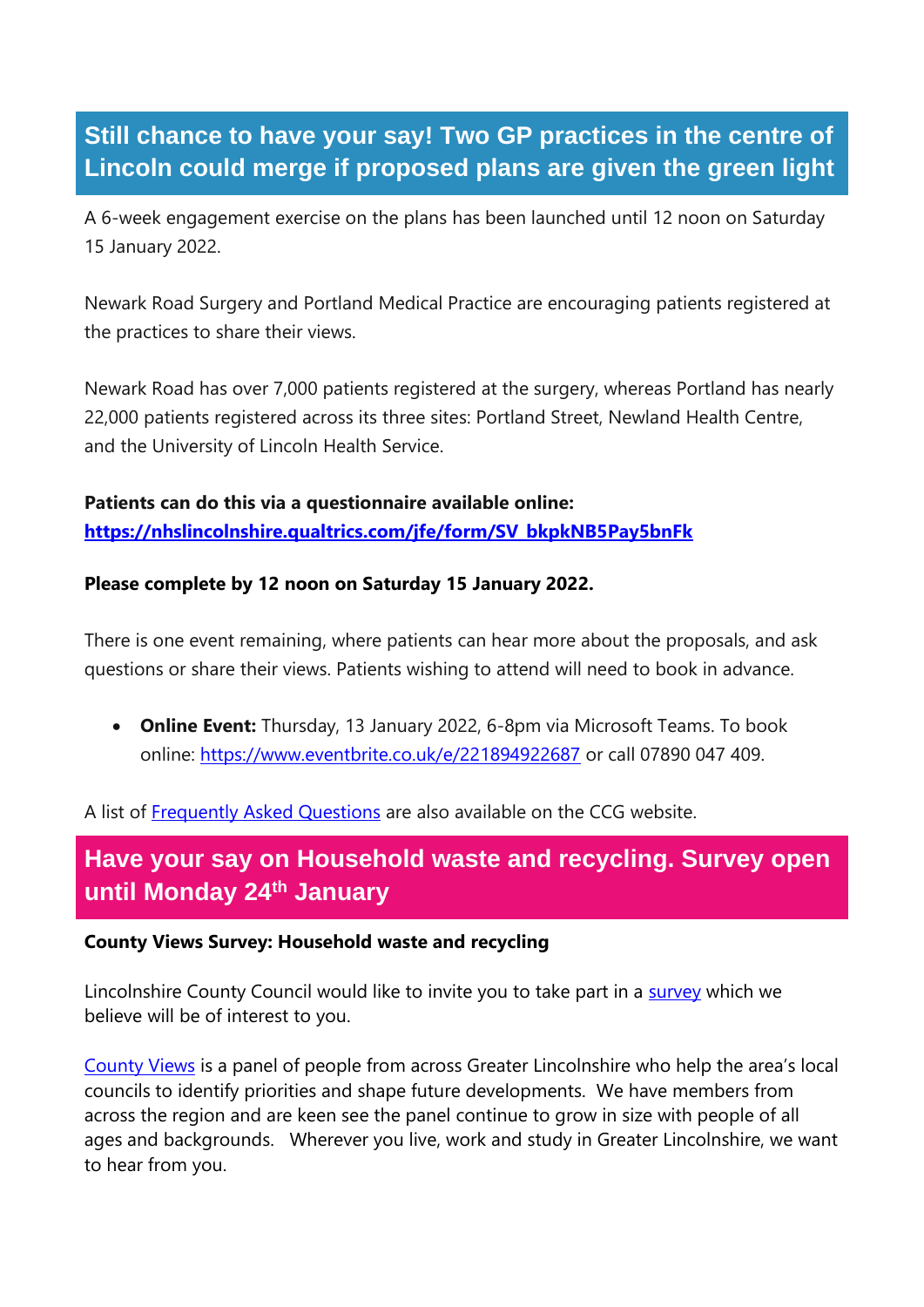## Still chance to have your say! Two GP practices in the centre of Lincoln could merge if proposed plans are given the green light

A 6-week engagement exercise on the plans has been launched until 12 noon on Saturday 15 January 2022.

Newark Road Surgery and Portland Medical Practice are encouraging patients registered at the practices to share their views.

Newark Road has over 7,000 patients registered at the surgery, whereas Portland has nearly 22,000 patients registered across its three sites: Portland Street, Newland Health Centre, and the University of Lincoln Health Service.

**Patients can do this via a questionnaire available online:**
**[https://nhslincolnshire.qualtrics.com/jfe/form/SV_bkpkNB5Pay5bnFk](https://nhslincolnshire.qualtrics.com/jfe/form/SV_bkpkNB5Pay5bnFk)**

**Please complete by 12 noon on Saturday 15 January 2022.**

There is one event remaining, where patients can hear more about the proposals, and ask questions or share their views. Patients wishing to attend will need to book in advance.

- **Online Event:** Thursday, 13 January 2022, 6-8pm via Microsoft Teams. To book online: [https://www.eventbrite.co.uk/e/221894922687](https://www.eventbrite.co.uk/e/221894922687) or call 07890 047 409.

A list of Frequently Asked Questions are also available on the CCG website.

## Have your say on Household waste and recycling. Survey open until Monday 24th January

**County Views Survey: Household waste and recycling**

Lincolnshire County Council would like to invite you to take part in a survey which we believe will be of interest to you.

County Views is a panel of people from across Greater Lincolnshire who help the area's local councils to identify priorities and shape future developments. We have members from across the region and are keen see the panel continue to grow in size with people of all ages and backgrounds. Wherever you live, work and study in Greater Lincolnshire, we want to hear from you.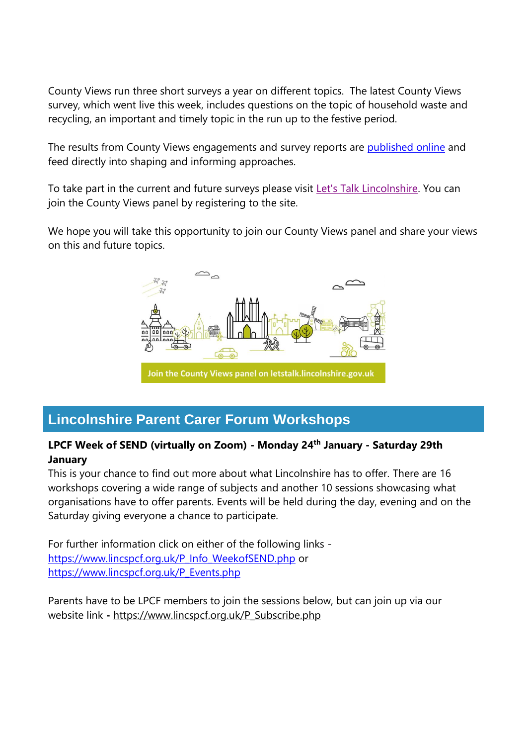County Views run three short surveys a year on different topics. The latest County Views survey, which went live this week, includes questions on the topic of household waste and recycling, an important and timely topic in the run up to the festive period.

The results from County Views engagements and survey reports are [published online]() and feed directly into shaping and informing approaches.

To take part in the current and future surveys please visit [Let's Talk Lincolnshire](). You can join the County Views panel by registering to the site.

We hope you will take this opportunity to join our County Views panel and share your views on this and future topics.

Join the County Views panel on letstalk.lincolnshire.gov.uk

## Lincolnshire Parent Carer Forum Workshops

**LPCF Week of SEND (virtually on Zoom) - Monday 24th January - Saturday 29th January**

This is your chance to find out more about what Lincolnshire has to offer. There are 16 workshops covering a wide range of subjects and another 10 sessions showcasing what organisations have to offer parents. Events will be held during the day, evening and on the Saturday giving everyone a chance to participate.

For further information click on either of the following links -
https://www.lincspcf.org.uk/P_Info_WeekofSEND.php or
https://www.lincspcf.org.uk/P_Events.php

Parents have to be LPCF members to join the sessions below, but can join up via our website link **-** https://www.lincspcf.org.uk/P_Subscribe.php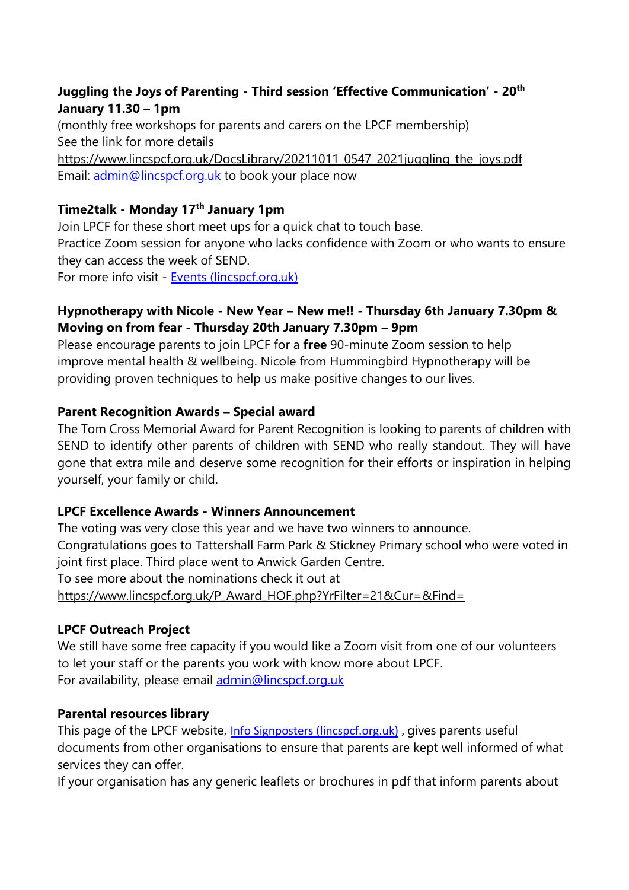**Juggling the Joys of Parenting - Third session 'Effective Communication' - 20th January 11.30 – 1pm**

(monthly free workshops for parents and carers on the LPCF membership)
See the link for more details
https://www.lincspcf.org.uk/DocsLibrary/20211011_0547_2021juggling_the_joys.pdf
Email: admin@lincspcf.org.uk to book your place now

**Time2talk - Monday 17th January 1pm**

Join LPCF for these short meet ups for a quick chat to touch base.
Practice Zoom session for anyone who lacks confidence with Zoom or who wants to ensure they can access the week of SEND.
For more info visit - Events (lincspcf.org.uk)

**Hypnotherapy with Nicole - New Year – New me!! - Thursday 6th January 7.30pm & Moving on from fear - Thursday 20th January 7.30pm – 9pm**

Please encourage parents to join LPCF for a **free** 90-minute Zoom session to help improve mental health & wellbeing. Nicole from Hummingbird Hypnotherapy will be providing proven techniques to help us make positive changes to our lives.

**Parent Recognition Awards – Special award**

The Tom Cross Memorial Award for Parent Recognition is looking to parents of children with SEND to identify other parents of children with SEND who really standout. They will have gone that extra mile and deserve some recognition for their efforts or inspiration in helping yourself, your family or child.

**LPCF Excellence Awards - Winners Announcement**

The voting was very close this year and we have two winners to announce.
Congratulations goes to Tattershall Farm Park & Stickney Primary school who were voted in joint first place. Third place went to Anwick Garden Centre.
To see more about the nominations check it out at
https://www.lincspcf.org.uk/P_Award_HOF.php?YrFilter=21&Cur=&Find=

**LPCF Outreach Project**

We still have some free capacity if you would like a Zoom visit from one of our volunteers to let your staff or the parents you work with know more about LPCF.
For availability, please email admin@lincspcf.org.uk

**Parental resources library**

This page of the LPCF website, Info Signposters (lincspcf.org.uk) , gives parents useful documents from other organisations to ensure that parents are kept well informed of what services they can offer.
If your organisation has any generic leaflets or brochures in pdf that inform parents about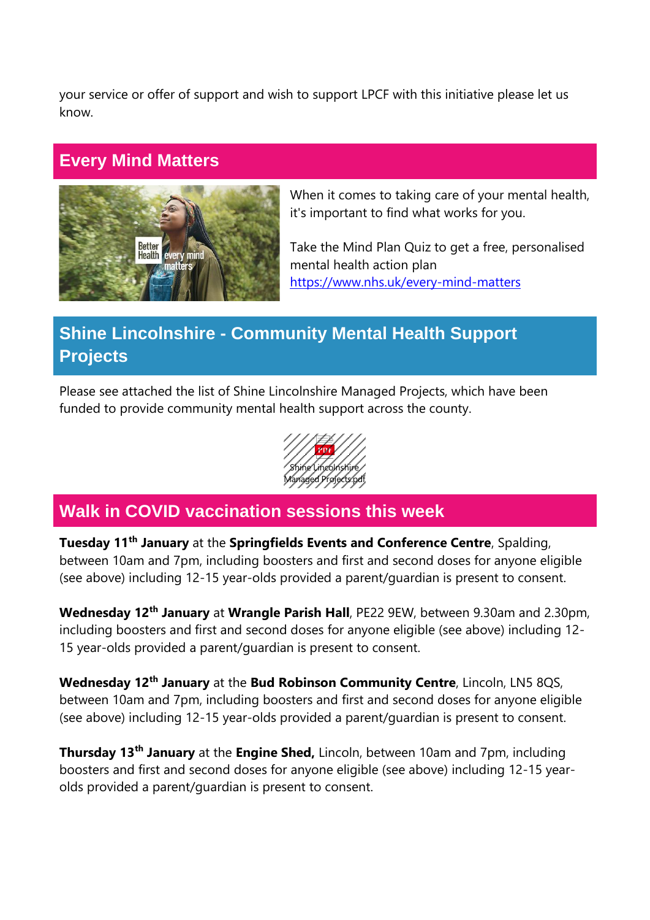your service or offer of support and wish to support LPCF with this initiative please let us know.

## Every Mind Matters

When it comes to taking care of your mental health, it's important to find what works for you.

Take the Mind Plan Quiz to get a free, personalised mental health action plan https://www.nhs.uk/every-mind-matters

## Shine Lincolnshire - Community Mental Health Support Projects

Please see attached the list of Shine Lincolnshire Managed Projects, which have been funded to provide community mental health support across the county.

Shine Lincolnshire Managed Projects.pdf

## Walk in COVID vaccination sessions this week

**Tuesday 11th January** at the **Springfields Events and Conference Centre**, Spalding, between 10am and 7pm, including boosters and first and second doses for anyone eligible (see above) including 12-15 year-olds provided a parent/guardian is present to consent.

**Wednesday 12th January** at **Wrangle Parish Hall**, PE22 9EW, between 9.30am and 2.30pm, including boosters and first and second doses for anyone eligible (see above) including 12-15 year-olds provided a parent/guardian is present to consent.

**Wednesday 12th January** at the **Bud Robinson Community Centre**, Lincoln, LN5 8QS, between 10am and 7pm, including boosters and first and second doses for anyone eligible (see above) including 12-15 year-olds provided a parent/guardian is present to consent.

**Thursday 13th January** at the **Engine Shed,** Lincoln, between 10am and 7pm, including boosters and first and second doses for anyone eligible (see above) including 12-15 year-olds provided a parent/guardian is present to consent.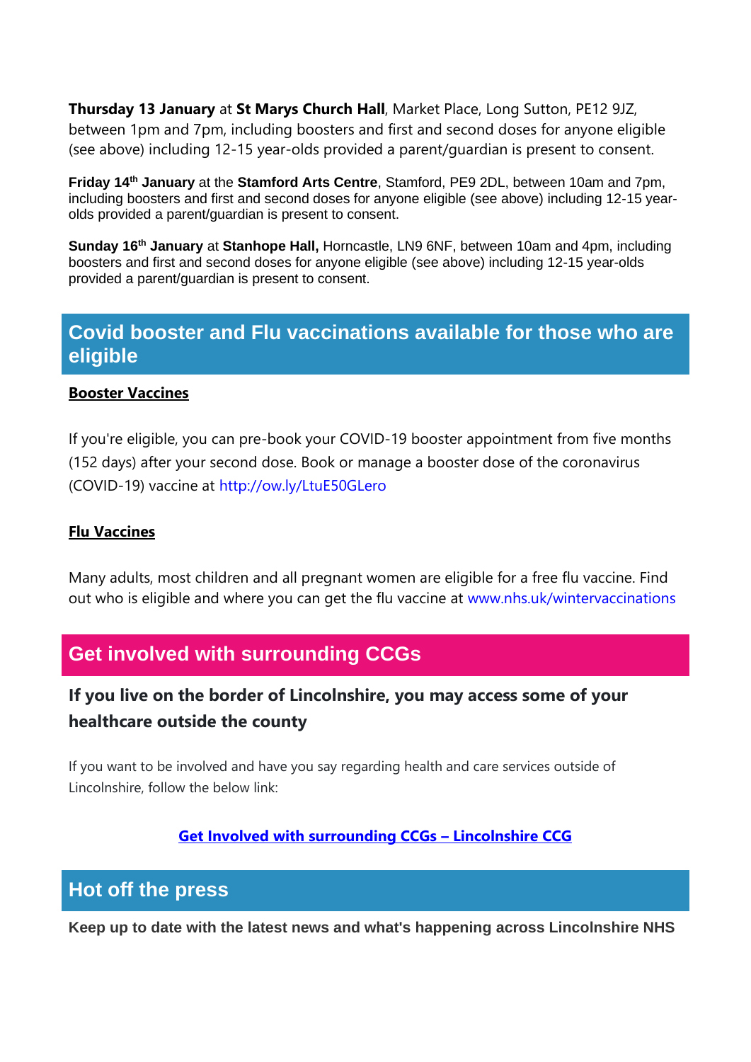**Thursday 13 January** at **St Marys Church Hall**, Market Place, Long Sutton, PE12 9JZ, between 1pm and 7pm, including boosters and first and second doses for anyone eligible (see above) including 12-15 year-olds provided a parent/guardian is present to consent.

**Friday 14th January** at the **Stamford Arts Centre**, Stamford, PE9 2DL, between 10am and 7pm, including boosters and first and second doses for anyone eligible (see above) including 12-15 year-olds provided a parent/guardian is present to consent.

**Sunday 16th January** at **Stanhope Hall,** Horncastle, LN9 6NF, between 10am and 4pm, including boosters and first and second doses for anyone eligible (see above) including 12-15 year-olds provided a parent/guardian is present to consent.

## Covid booster and Flu vaccinations available for those who are eligible

**Booster Vaccines**

If you're eligible, you can pre-book your COVID-19 booster appointment from five months (152 days) after your second dose. Book or manage a booster dose of the coronavirus (COVID-19) vaccine at http://ow.ly/LtuE50GLero

**Flu Vaccines**

Many adults, most children and all pregnant women are eligible for a free flu vaccine. Find out who is eligible and where you can get the flu vaccine at www.nhs.uk/wintervaccinations

## Get involved with surrounding CCGs

### If you live on the border of Lincolnshire, you may access some of your healthcare outside the county

If you want to be involved and have you say regarding health and care services outside of Lincolnshire, follow the below link:

**Get Involved with surrounding CCGs – Lincolnshire CCG**

## Hot off the press

**Keep up to date with the latest news and what's happening across Lincolnshire NHS**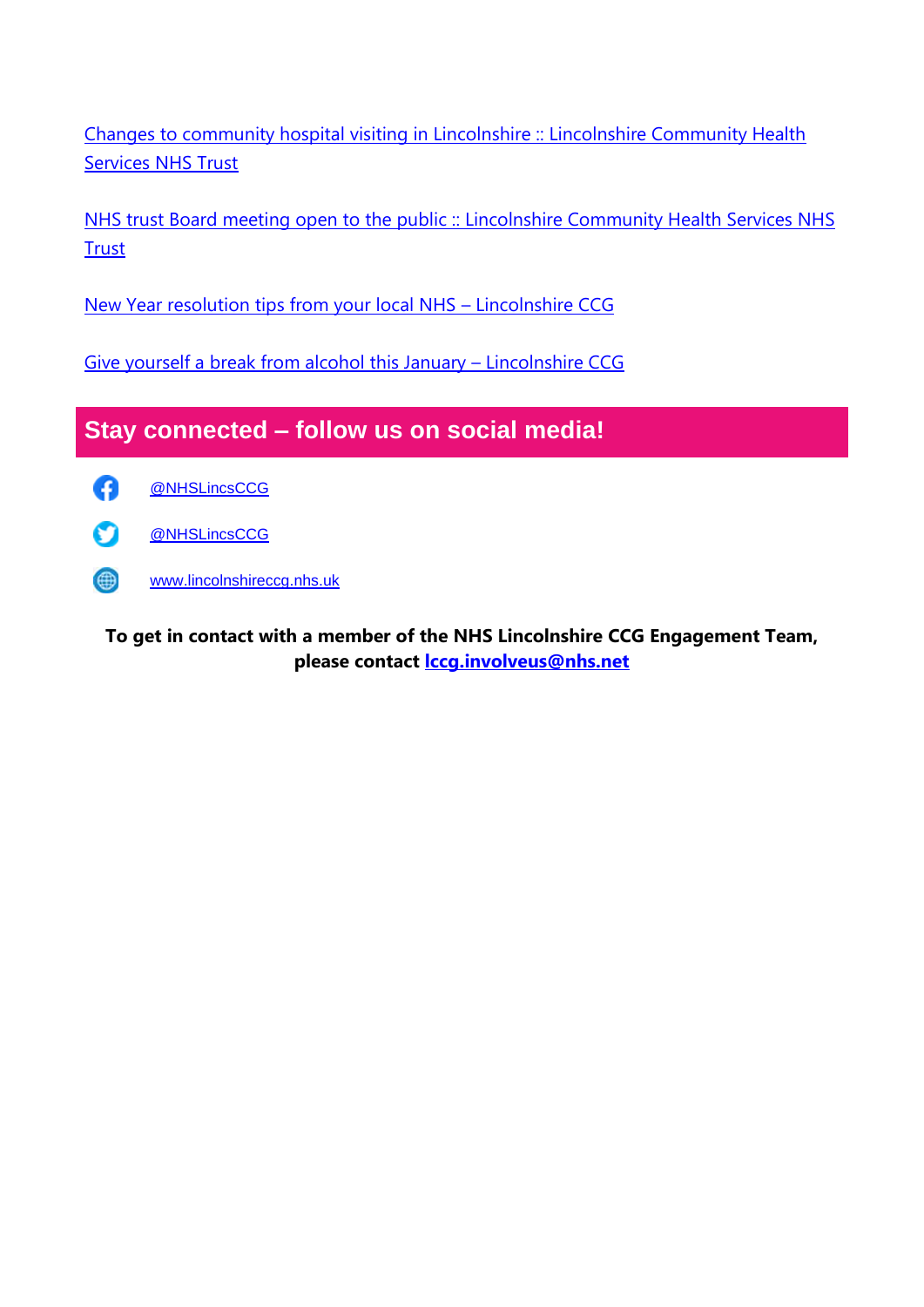Changes to community hospital visiting in Lincolnshire :: Lincolnshire Community Health Services NHS Trust

NHS trust Board meeting open to the public :: Lincolnshire Community Health Services NHS Trust

New Year resolution tips from your local NHS – Lincolnshire CCG

Give yourself a break from alcohol this January – Lincolnshire CCG

## Stay connected – follow us on social media!

@NHSLincsCCG

@NHSLincsCCG

www.lincolnshireccg.nhs.uk

**To get in contact with a member of the NHS Lincolnshire CCG Engagement Team, please contact lccg.involveus@nhs.net**